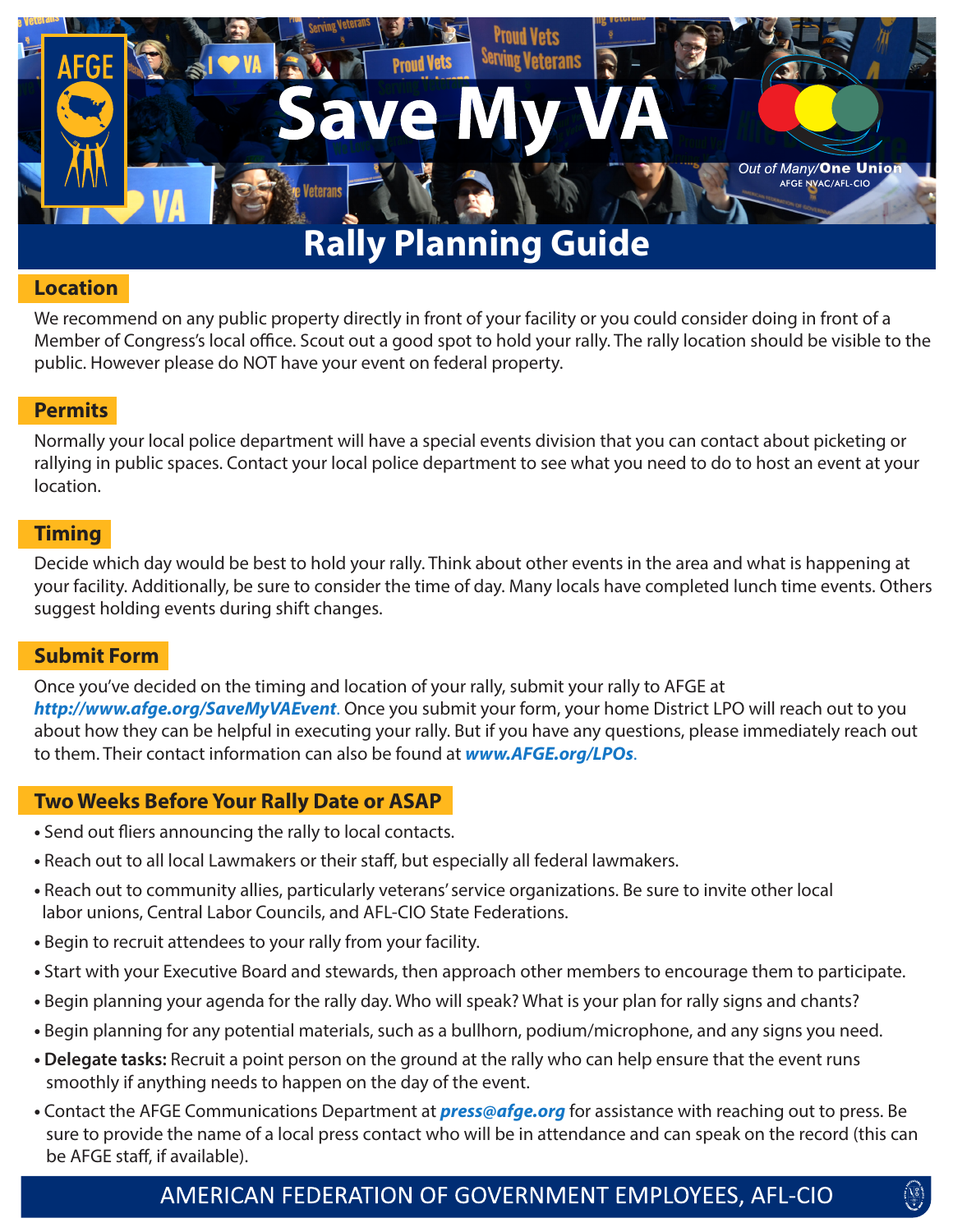# Save My VA

## Rally Planning Guide

### Location

We recommend on any public property directly in front of your facility or you could consider doing in front of a Member of Congress's local office. Scout out a good spot to hold your rally. The rally location should be visible to the public. However please do NOT have your event on federal property.

### Permits

Normally your local police department will have a special events division that you can contact about picketing or rallying in public spaces. Contact your local police department to see what you need to do to host an event at your location.

### Timing

Decide which day would be best to hold your rally. Think about other events in the area and what is happening at your facility. Additionally, be sure to consider the time of day. Many locals have completed lunch time events. Others suggest holding events during shift changes.

### Submit Form

Once you've decided on the timing and location of your rally, submit your rally to AFGE at ***http://www.afge.org/SaveMyVAEvent***. Once you submit your form, your home District LPO will reach out to you about how they can be helpful in executing your rally. But if you have any questions, please immediately reach out to them. Their contact information can also be found at ***www.AFGE.org/LPOs***.

### Two Weeks Before Your Rally Date or ASAP

- Send out fliers announcing the rally to local contacts.
- Reach out to all local Lawmakers or their staff, but especially all federal lawmakers.
- Reach out to community allies, particularly veterans' service organizations. Be sure to invite other local labor unions, Central Labor Councils, and AFL-CIO State Federations.
- Begin to recruit attendees to your rally from your facility.
- Start with your Executive Board and stewards, then approach other members to encourage them to participate.
- Begin planning your agenda for the rally day. Who will speak? What is your plan for rally signs and chants?
- Begin planning for any potential materials, such as a bullhorn, podium/microphone, and any signs you need.
- **Delegate tasks:** Recruit a point person on the ground at the rally who can help ensure that the event runs smoothly if anything needs to happen on the day of the event.
- Contact the AFGE Communications Department at ***press@afge.org*** for assistance with reaching out to press. Be sure to provide the name of a local press contact who will be in attendance and can speak on the record (this can be AFGE staff, if available).

AMERICAN FEDERATION OF GOVERNMENT EMPLOYEES, AFL-CIO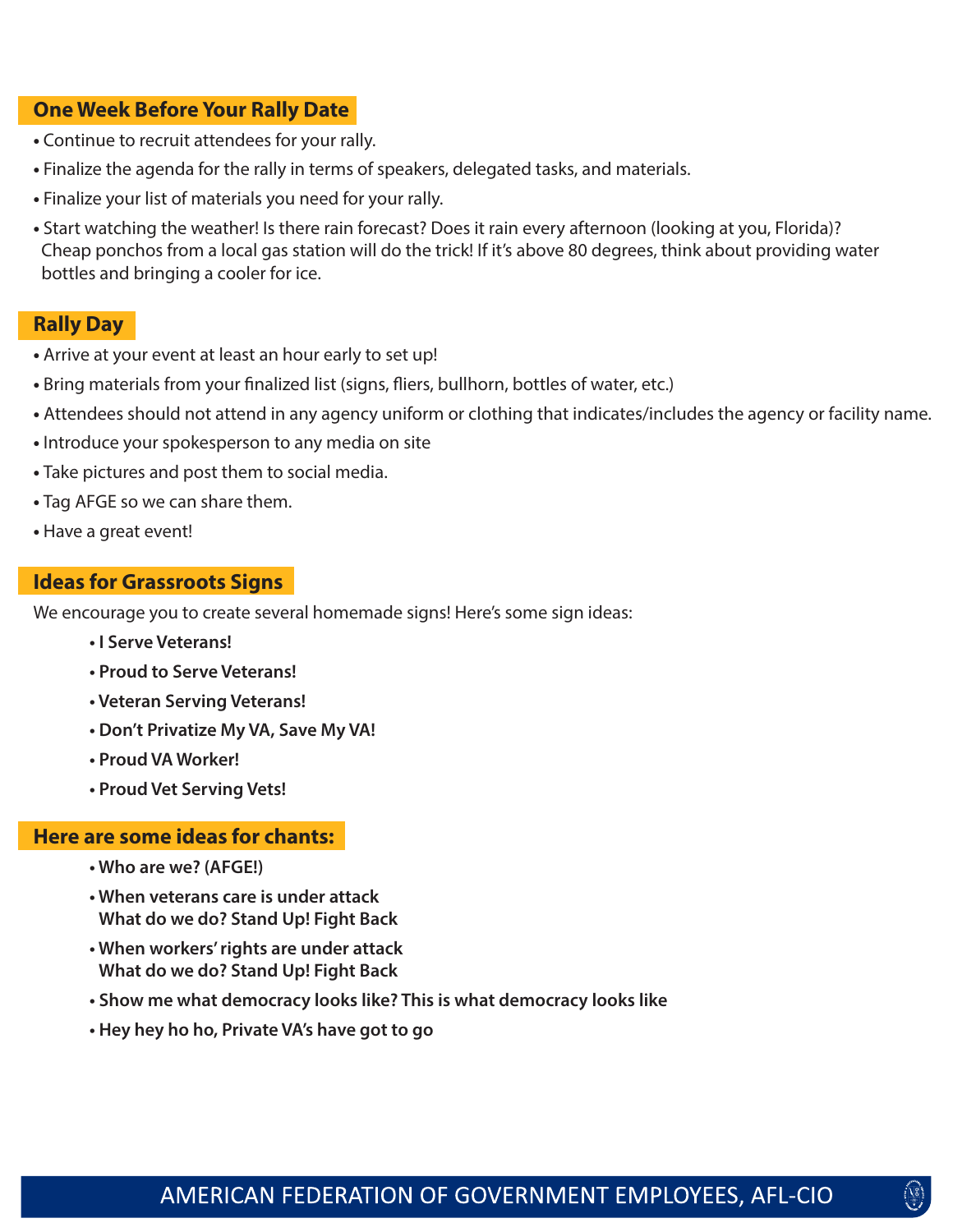## One Week Before Your Rally Date

- Continue to recruit attendees for your rally.
- Finalize the agenda for the rally in terms of speakers, delegated tasks, and materials.
- Finalize your list of materials you need for your rally.
- Start watching the weather! Is there rain forecast? Does it rain every afternoon (looking at you, Florida)? Cheap ponchos from a local gas station will do the trick! If it's above 80 degrees, think about providing water bottles and bringing a cooler for ice.

## Rally Day

- Arrive at your event at least an hour early to set up!
- Bring materials from your finalized list (signs, fliers, bullhorn, bottles of water, etc.)
- Attendees should not attend in any agency uniform or clothing that indicates/includes the agency or facility name.
- Introduce your spokesperson to any media on site
- Take pictures and post them to social media.
- Tag AFGE so we can share them.
- Have a great event!

## Ideas for Grassroots Signs

We encourage you to create several homemade signs! Here's some sign ideas:

- **I Serve Veterans!**
- **Proud to Serve Veterans!**
- **Veteran Serving Veterans!**
- **Don't Privatize My VA, Save My VA!**
- **Proud VA Worker!**
- **Proud Vet Serving Vets!**

## Here are some ideas for chants:

- **Who are we? (AFGE!)**
- **When veterans care is under attack**
  **What do we do? Stand Up! Fight Back**
- **When workers' rights are under attack**
  **What do we do? Stand Up! Fight Back**
- **Show me what democracy looks like? This is what democracy looks like**
- **Hey hey ho ho, Private VA's have got to go**

AMERICAN FEDERATION OF GOVERNMENT EMPLOYEES, AFL-CIO